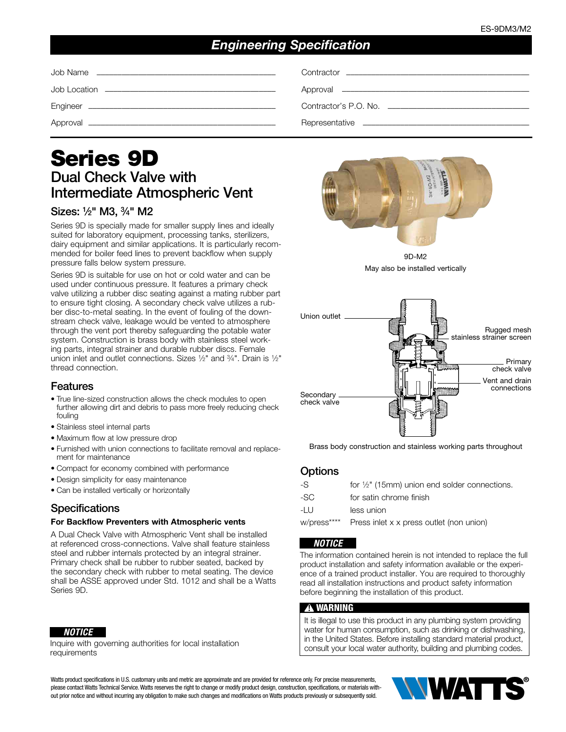ES-9DM3/M2

## Engineering Specification

Job Name \_\_\_\_\_\_\_\_\_\_\_\_\_\_\_\_\_\_\_\_ Contractor \_\_\_\_\_\_\_\_\_\_\_\_\_\_\_\_\_\_\_\_

Job Location \_\_\_\_\_\_\_\_\_\_\_\_\_\_\_\_\_\_\_\_ Approval \_\_\_\_\_\_\_\_\_\_\_\_\_\_\_\_\_\_\_\_

Engineer \_\_\_\_\_\_\_\_\_\_\_\_\_\_\_\_\_\_\_\_ Contractor's P.O. No. \_\_\_\_\_\_\_\_\_\_\_\_\_\_\_\_\_\_\_\_

Approval \_\_\_\_\_\_\_\_\_\_\_\_\_\_\_\_\_\_\_\_ Representative \_\_\_\_\_\_\_\_\_\_\_\_\_\_\_\_\_\_\_\_

# Series 9D

## Dual Check Valve with Intermediate Atmospheric Vent

### Sizes: ½" M3, ¾" M2

Series 9D is specially made for smaller supply lines and ideally suited for laboratory equipment, processing tanks, sterilizers, dairy equipment and similar applications. It is particularly recommended for boiler feed lines to prevent backflow when supply pressure falls below system pressure.

Series 9D is suitable for use on hot or cold water and can be used under continuous pressure. It features a primary check valve utilizing a rubber disc seating against a mating rubber part to ensure tight closing. A secondary check valve utilizes a rubber disc-to-metal seating. In the event of fouling of the downstream check valve, leakage would be vented to atmosphere through the vent port thereby safeguarding the potable water system. Construction is brass body with stainless steel working parts, integral strainer and durable rubber discs. Female union inlet and outlet connections. Sizes ½" and ¾". Drain is ½" thread connection.

9D-M2

May also be installed vertically

Union outlet

Rugged mesh stainless strainer screen

Primary check valve

Vent and drain connections

Secondary check valve

Brass body construction and stainless working parts throughout

## Features

- True line-sized construction allows the check modules to open further allowing dirt and debris to pass more freely reducing check fouling
- Stainless steel internal parts
- Maximum flow at low pressure drop
- Furnished with union connections to facilitate removal and replacement for maintenance
- Compact for economy combined with performance
- Design simplicity for easy maintenance
- Can be installed vertically or horizontally

## Specifications

**For Backflow Preventers with Atmospheric vents**

A Dual Check Valve with Atmospheric Vent shall be installed at referenced cross-connections. Valve shall feature stainless steel and rubber internals protected by an integral strainer. Primary check shall be rubber to rubber seated, backed by the secondary check with rubber to metal seating. The device shall be ASSE approved under Std. 1012 and shall be a Watts Series 9D.

**NOTICE**

Inquire with governing authorities for local installation requirements

## Options

| | |
|---|---|
| -S | for ½" (15mm) union end solder connections. |
| -SC | for satin chrome finish |
| -LU | less union |
| w/press**** | Press inlet x x press outlet (non union) |

**NOTICE**

The information contained herein is not intended to replace the full product installation and safety information available or the experience of a trained product installer. You are required to thoroughly read all installation instructions and product safety information before beginning the installation of this product.

**⚠ WARNING**

It is illegal to use this product in any plumbing system providing water for human consumption, such as drinking or dishwashing, in the United States. Before installing standard material product, consult your local water authority, building and plumbing codes.

Watts product specifications in U.S. customary units and metric are approximate and are provided for reference only. For precise measurements, please contact Watts Technical Service. Watts reserves the right to change or modify product design, construction, specifications, or materials without prior notice and without incurring any obligation to make such changes and modifications on Watts products previously or subsequently sold.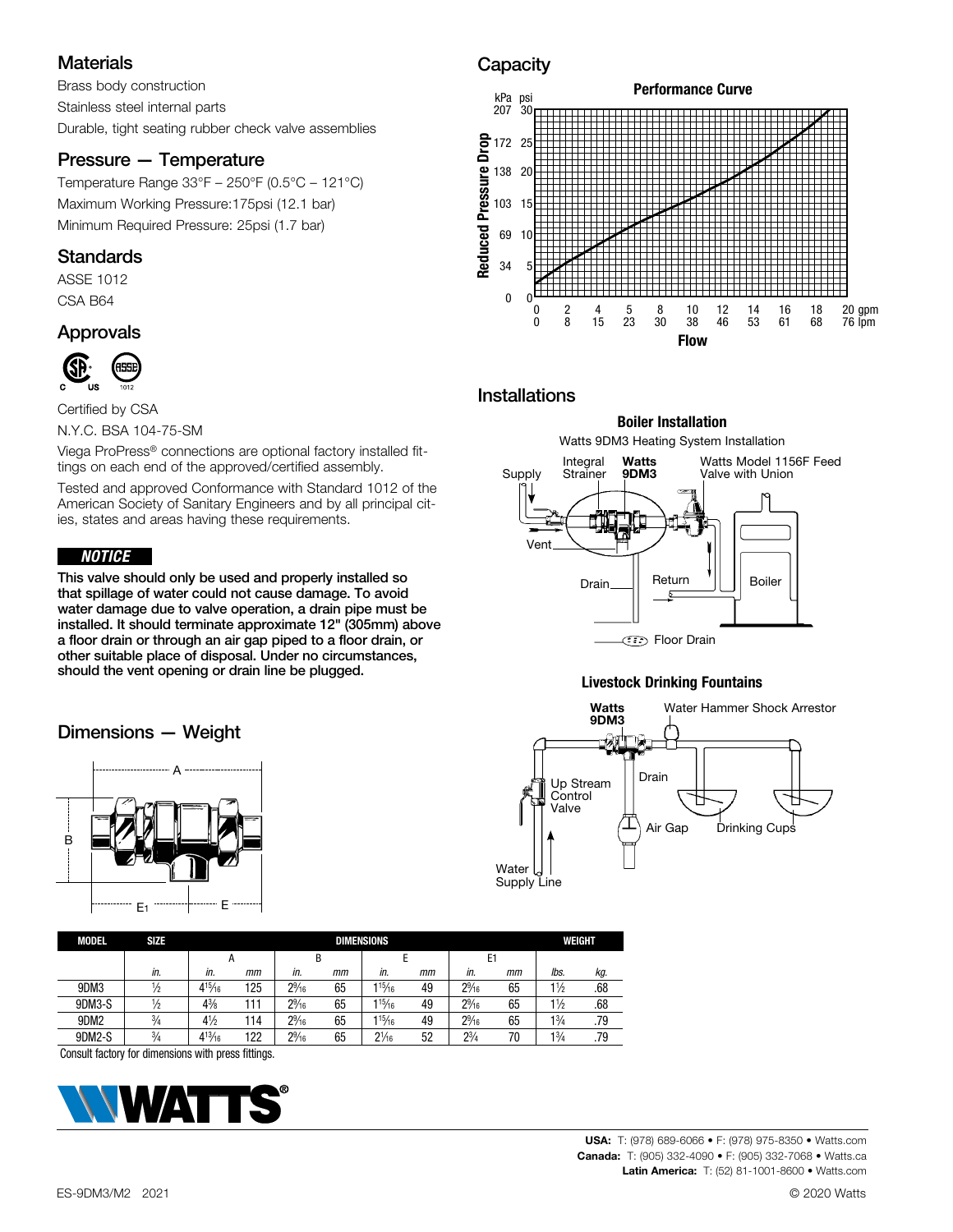## Materials

Brass body construction

Stainless steel internal parts

Durable, tight seating rubber check valve assemblies

## Pressure — Temperature

Temperature Range 33°F – 250°F (0.5°C – 121°C)

Maximum Working Pressure:175psi (12.1 bar)

Minimum Required Pressure: 25psi (1.7 bar)

## Standards

ASSE 1012

CSA B64

## Approvals

Certified by CSA

N.Y.C. BSA 104-75-SM

Viega ProPress® connections are optional factory installed fittings on each end of the approved/certified assembly.

Tested and approved Conformance with Standard 1012 of the American Society of Sanitary Engineers and by all principal cities, states and areas having these requirements.

***NOTICE***

**This valve should only be used and properly installed so that spillage of water could not cause damage. To avoid water damage due to valve operation, a drain pipe must be installed. It should terminate approximate 12" (305mm) above a floor drain or through an air gap piped to a floor drain, or other suitable place of disposal. Under no circumstances, should the vent opening or drain line be plugged.**

## Dimensions — Weight

A
B
E1
E

| MODEL | SIZE | DIMENSIONS | | | | | | | | WEIGHT | |
|---|---|---|---|---|---|---|---|---|---|---|---|
| | | A | | B | | E | | E1 | | | |
| | *in.* | *in.* | *mm* | *in.* | *mm* | *in.* | *mm* | *in.* | *mm* | *lbs.* | *kg.* |
| 9DM3 | ½ | 4$^{15}/_{16}$ | 125 | 2$^{9}/_{16}$ | 65 | 1$^{15}/_{16}$ | 49 | 2$^{9}/_{16}$ | 65 | 1½ | .68 |
| 9DM3-S | ½ | 4⅜ | 111 | 2$^{9}/_{16}$ | 65 | 1$^{15}/_{16}$ | 49 | 2$^{9}/_{16}$ | 65 | 1½ | .68 |
| 9DM2 | ¾ | 4½ | 114 | 2$^{9}/_{16}$ | 65 | 1$^{15}/_{16}$ | 49 | 2$^{9}/_{16}$ | 65 | 1¾ | .79 |
| 9DM2-S | ¾ | 4$^{13}/_{16}$ | 122 | 2$^{9}/_{16}$ | 65 | 2$^{1}/_{16}$ | 52 | 2¾ | 70 | 1¾ | .79 |

Consult factory for dimensions with press fittings.

## Capacity

**Performance Curve**

Reduced Pressure Drop

kPa psi

207 30

172 25

138 20

103 15

69 10

34 5

0 0

Flow

0 2 4 5 8 10 12 14 16 18 20 gpm

0 8 15 23 30 38 46 53 61 68 76 lpm

## Installations

**Boiler Installation**

Watts 9DM3 Heating System Installation

Supply, Integral Strainer, **Watts 9DM3**, Watts Model 1156F Feed Valve with Union, Vent, Drain, Return, Boiler, Floor Drain

**Livestock Drinking Fountains**

**Watts 9DM3**, Water Hammer Shock Arrestor, Drain, Up Stream Control Valve, Air Gap, Drinking Cups, Water Supply Line

**USA:** T: (978) 689-6066 • F: (978) 975-8350 • Watts.com
**Canada:** T: (905) 332-4090 • F: (905) 332-7068 • Watts.ca
**Latin America:** T: (52) 81-1001-8600 • Watts.com

ES-9DM3/M2 2021

© 2020 Watts